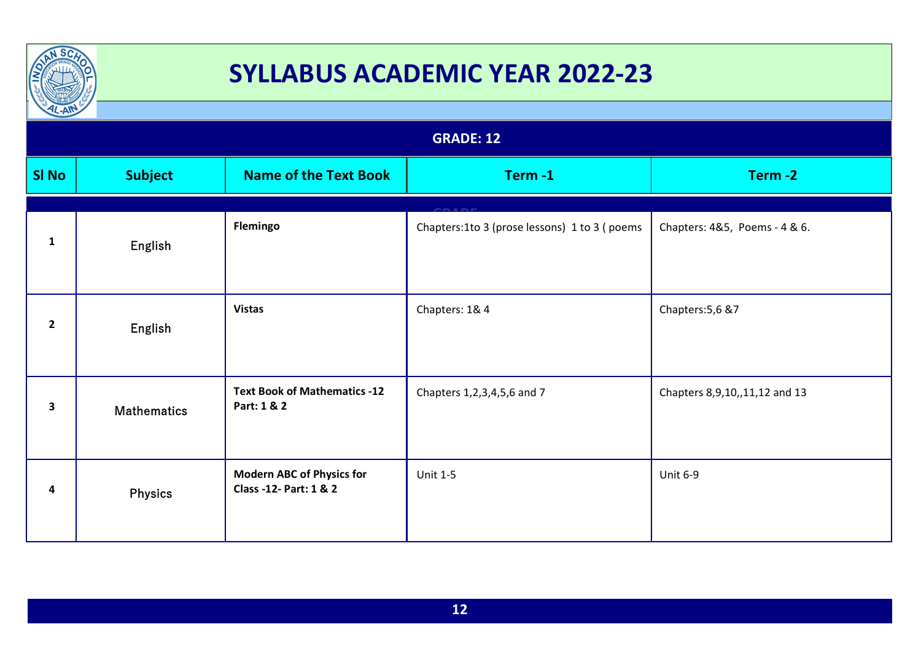# SYLLABUS ACADEMIC YEAR 2022-23

## GRADE: 12

| Sl No | Subject | Name of the Text Book | Term -1 | Term -2 |
|---|---|---|---|---|
| 1 | English | **Flemingo** | Chapters:1to 3 (prose lessons) 1 to 3 ( poems | Chapters: 4&5, Poems - 4 & 6. |
| 2 | English | **Vistas** | Chapters: 1& 4 | Chapters:5,6 &7 |
| 3 | Mathematics | **Text Book of Mathematics -12 Part: 1 & 2** | Chapters 1,2,3,4,5,6 and 7 | Chapters 8,9,10,,11,12 and 13 |
| 4 | Physics | **Modern ABC of Physics for Class -12- Part: 1 & 2** | Unit 1-5 | Unit 6-9 |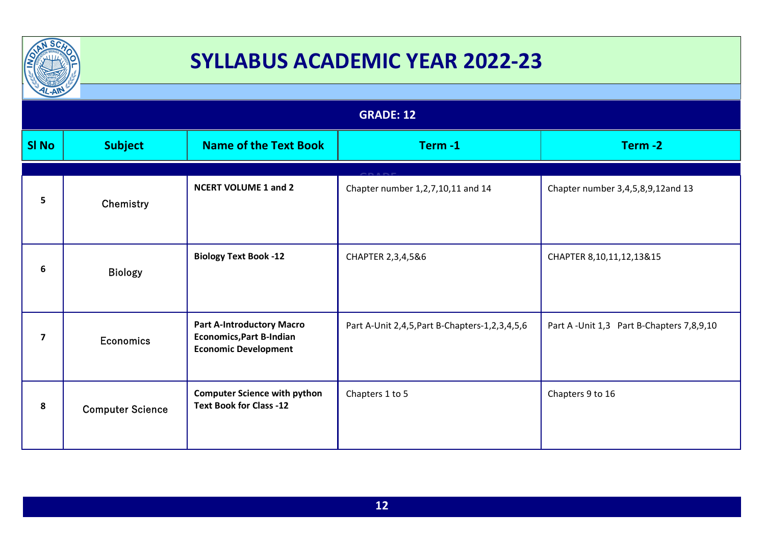# SYLLABUS ACADEMIC YEAR 2022-23

## GRADE: 12

| Sl No | Subject | Name of the Text Book | Term -1 | Term -2 |
|---|---|---|---|---|
| 5 | Chemistry | **NCERT VOLUME 1 and 2** | Chapter number 1,2,7,10,11 and 14 | Chapter number 3,4,5,8,9,12and 13 |
| 6 | Biology | **Biology Text Book -12** | CHAPTER 2,3,4,5&6 | CHAPTER 8,10,11,12,13&15 |
| 7 | Economics | **Part A-Introductory Macro Economics,Part B-Indian Economic Development** | Part A-Unit 2,4,5,Part B-Chapters-1,2,3,4,5,6 | Part A -Unit 1,3 Part B-Chapters 7,8,9,10 |
| 8 | Computer Science | **Computer Science with python Text Book for Class -12** | Chapters 1 to 5 | Chapters 9 to 16 |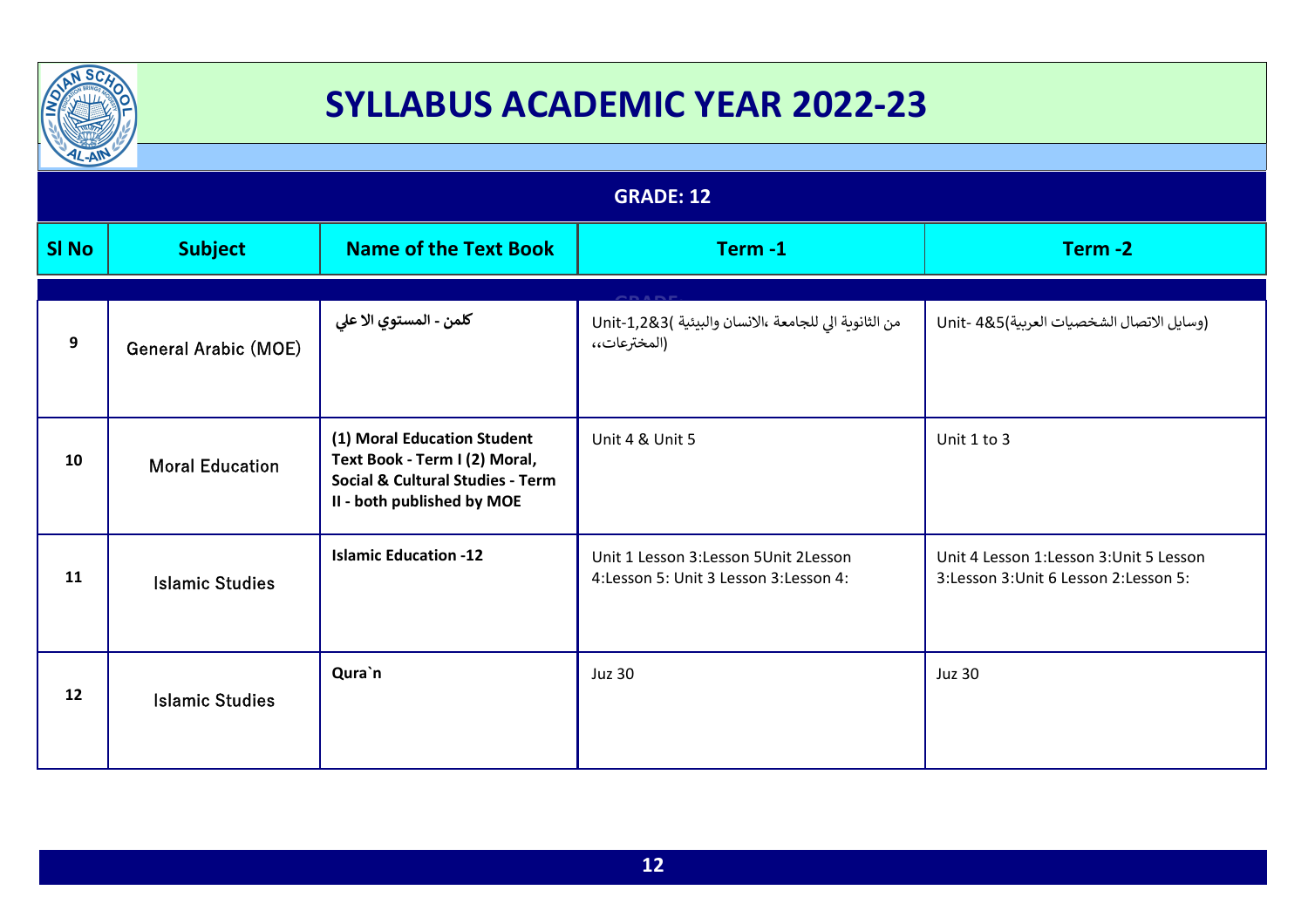# SYLLABUS ACADEMIC YEAR 2022-23

## GRADE: 12

| Sl No | Subject | Name of the Text Book | Term -1 | Term -2 |
|---|---|---|---|---|
| 9 | General Arabic (MOE) | **كلمن - المستوي الا علي** | Unit-1,2&3 (من الثانوية الي للجامعة ،الانسان والبيئية ،المخترعات،) | Unit- 4&5(وسايل الاتصال الشخصيات العربية) |
| 10 | Moral Education | **(1) Moral Education Student Text Book - Term I (2) Moral, Social & Cultural Studies - Term II - both published by MOE** | Unit 4 & Unit 5 | Unit 1 to 3 |
| 11 | Islamic Studies | **Islamic Education -12** | Unit 1 Lesson 3:Lesson 5Unit 2Lesson 4:Lesson 5: Unit 3 Lesson 3:Lesson 4: | Unit 4 Lesson 1:Lesson 3:Unit 5 Lesson 3:Lesson 3:Unit 6 Lesson 2:Lesson 5: |
| 12 | Islamic Studies | **Qura`n** | Juz 30 | Juz 30 |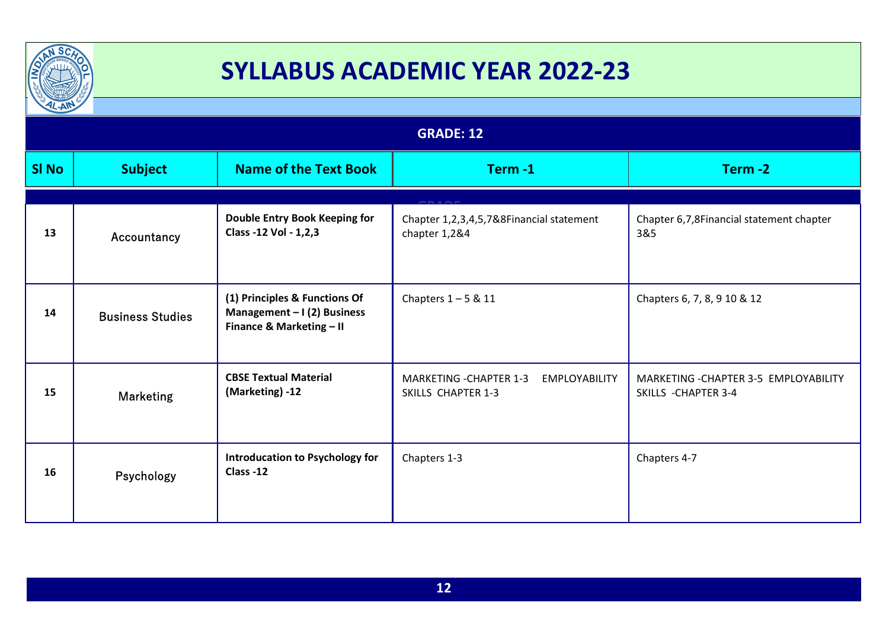# SYLLABUS ACADEMIC YEAR 2022-23

## GRADE: 12

| Sl No | Subject | Name of the Text Book | Term -1 | Term -2 |
|---|---|---|---|---|
| 13 | Accountancy | **Double Entry Book Keeping for Class -12 Vol - 1,2,3** | Chapter 1,2,3,4,5,7&8Financial statement chapter 1,2&4 | Chapter 6,7,8Financial statement chapter 3&5 |
| 14 | Business Studies | **(1) Principles & Functions Of Management – I (2) Business Finance & Marketing – II** | Chapters 1 – 5 & 11 | Chapters 6, 7, 8, 9 10 & 12 |
| 15 | Marketing | **CBSE Textual Material (Marketing) -12** | MARKETING -CHAPTER 1-3 EMPLOYABILITY SKILLS CHAPTER 1-3 | MARKETING -CHAPTER 3-5 EMPLOYABILITY SKILLS -CHAPTER 3-4 |
| 16 | Psychology | **Introducation to Psychology for Class -12** | Chapters 1-3 | Chapters 4-7 |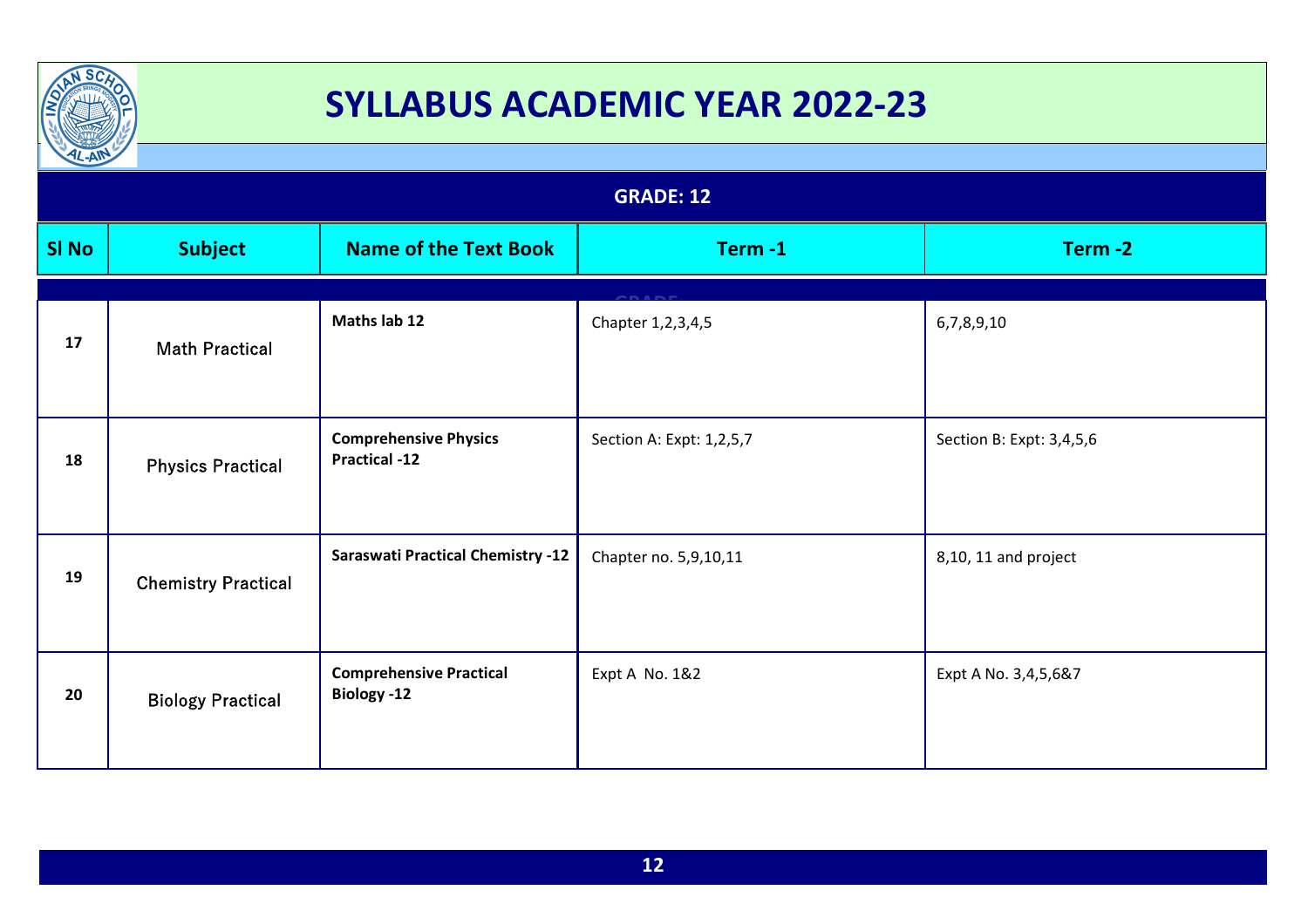# SYLLABUS ACADEMIC YEAR 2022-23

## GRADE: 12

| Sl No | Subject | Name of the Text Book | Term -1 | Term -2 |
|---|---|---|---|---|
| 17 | Math Practical | **Maths lab 12** | Chapter 1,2,3,4,5 | 6,7,8,9,10 |
| 18 | Physics Practical | **Comprehensive Physics Practical -12** | Section A: Expt: 1,2,5,7 | Section B: Expt: 3,4,5,6 |
| 19 | Chemistry Practical | **Saraswati Practical Chemistry -12** | Chapter no. 5,9,10,11 | 8,10, 11 and project |
| 20 | Biology Practical | **Comprehensive Practical Biology -12** | Expt A No. 1&2 | Expt A No. 3,4,5,6&7 |